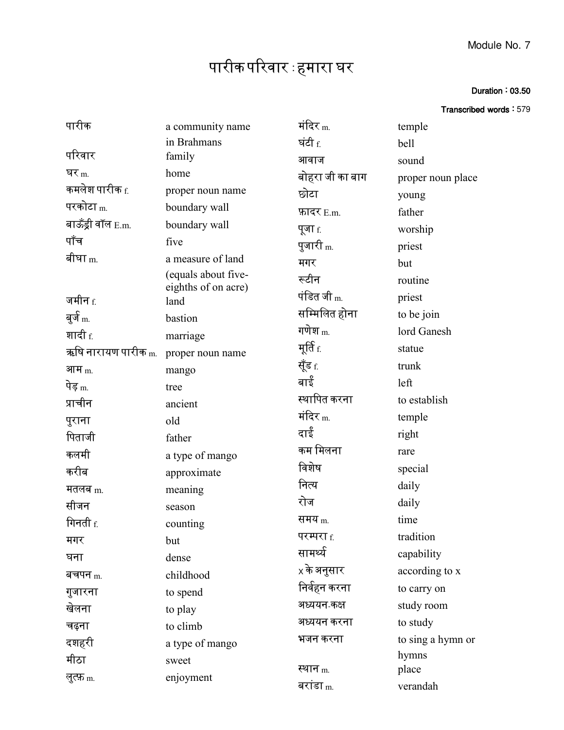Module No. 7

# पारीक परिवार : हमारा घर

**Duration : 03.50**

**Transcribed words : 579**

| | |
|---|---|
| पारीक | a community name in Brahmans |
| परिवार | family |
| घर m. | home |
| कमलेश पारीक f. | proper noun name |
| परकोटा m. | boundary wall |
| बाऊँड्री वॉल E.m. | boundary wall |
| पाँच | five |
| बीघा m. | a measure of land (equals about five-eighths of on acre) |
| जमीन f. | land |
| बुर्ज m. | bastion |
| शादी f. | marriage |
| ऋषि नारायण पारीक m. | proper noun name |
| आम m. | mango |
| पेड़ m. | tree |
| प्राचीन | ancient |
| पुराना | old |
| पिताजी | father |
| कलमी | a type of mango |
| करीब | approximate |
| मतलब m. | meaning |
| सीजन | season |
| गिनती f. | counting |
| मगर | but |
| घना | dense |
| बचपन m. | childhood |
| गुजारना | to spend |
| खेलना | to play |
| चढ़ना | to climb |
| दशहरी | a type of mango |
| मीठा | sweet |
| लुत्फ़ m. | enjoyment |
| मंदिर m. | temple |
| घंटी f. | bell |
| आवाज | sound |
| बोहरा जी का बाग | proper noun place |
| छोटा | young |
| फ़ादर E.m. | father |
| पूजा f. | worship |
| पुजारी m. | priest |
| मगर | but |
| रूटीन | routine |
| पंडित जी m. | priest |
| सम्मिलित होना | to be join |
| गणेश m. | lord Ganesh |
| मूर्ति f. | statue |
| सूँड f. | trunk |
| बाईं | left |
| स्थापित करना | to establish |
| मंदिर m. | temple |
| दाईं | right |
| कम मिलना | rare |
| विशेष | special |
| नित्य | daily |
| रोज | daily |
| समय m. | time |
| परम्परा f. | tradition |
| सामर्थ्य | capability |
| x के अनुसार | according to x |
| निर्वहन करना | to carry on |
| अध्ययन-कक्ष | study room |
| अध्ययन करना | to study |
| भजन करना | to sing a hymn or hymns |
| स्थान m. | place |
| बरांडा m. | verandah |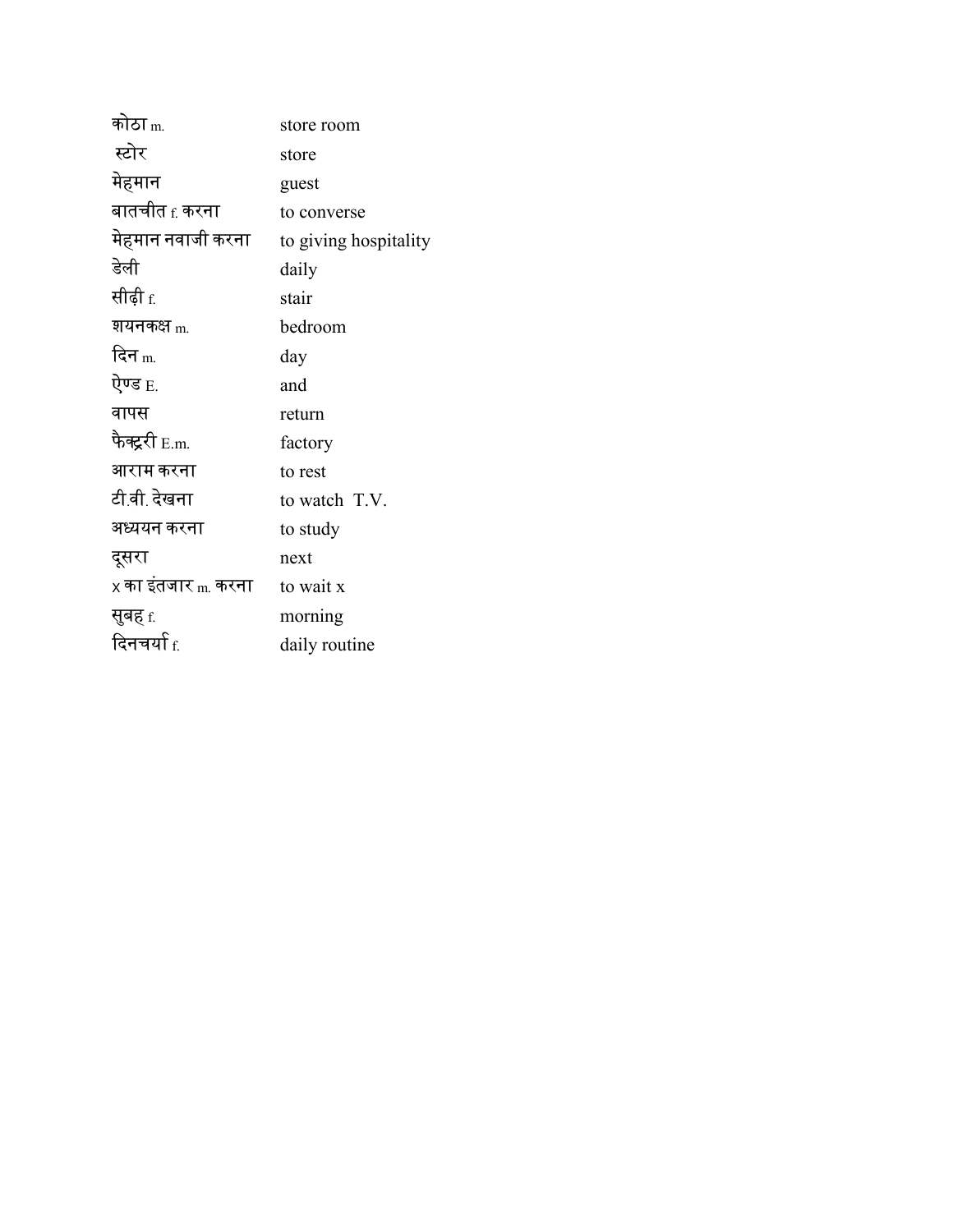| | |
|---|---|
| कोठा m. | store room |
| स्टोर | store |
| मेहमान | guest |
| बातचीत f. करना | to converse |
| मेहमान नवाजी करना | to giving hospitality |
| डेली | daily |
| सीढ़ी f. | stair |
| शयनकक्ष m. | bedroom |
| दिन m. | day |
| ऐण्ड E. | and |
| वापस | return |
| फैक्ट्री E.m. | factory |
| आराम करना | to rest |
| टी.वी. देखना | to watch T.V. |
| अध्ययन करना | to study |
| दूसरा | next |
| x का इंतजार m. करना | to wait x |
| सुबह f. | morning |
| दिनचर्या f. | daily routine |